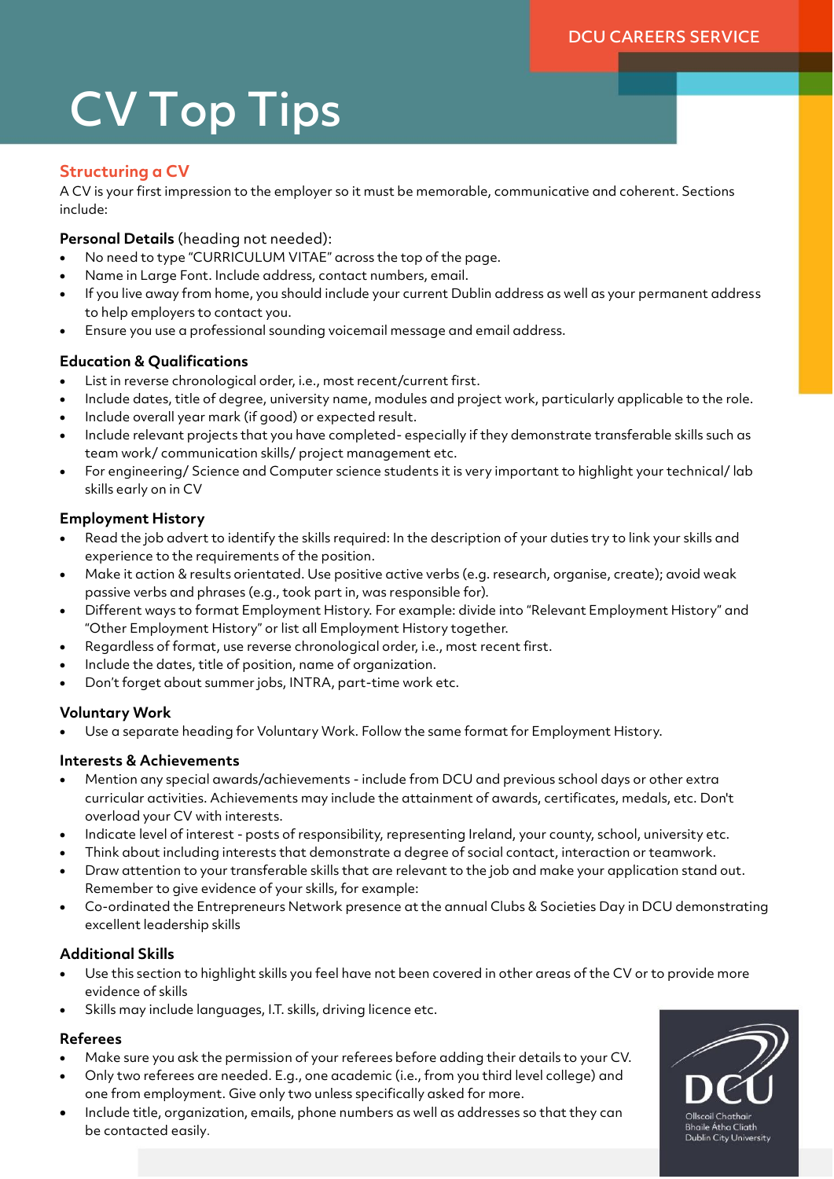DCU CAREERS SERVICE

# CV Top Tips

## Structuring a CV

A CV is your first impression to the employer so it must be memorable, communicative and coherent. Sections include:

### **Personal Details** (heading not needed):

- No need to type "CURRICULUM VITAE" across the top of the page.
- Name in Large Font. Include address, contact numbers, email.
- If you live away from home, you should include your current Dublin address as well as your permanent address to help employers to contact you.
- Ensure you use a professional sounding voicemail message and email address.

### Education & Qualifications

- List in reverse chronological order, i.e., most recent/current first.
- Include dates, title of degree, university name, modules and project work, particularly applicable to the role.
- Include overall year mark (if good) or expected result.
- Include relevant projects that you have completed- especially if they demonstrate transferable skills such as team work/ communication skills/ project management etc.
- For engineering/ Science and Computer science students it is very important to highlight your technical/ lab skills early on in CV

### Employment History

- Read the job advert to identify the skills required: In the description of your duties try to link your skills and experience to the requirements of the position.
- Make it action & results orientated. Use positive active verbs (e.g. research, organise, create); avoid weak passive verbs and phrases (e.g., took part in, was responsible for).
- Different ways to format Employment History. For example: divide into "Relevant Employment History" and "Other Employment History" or list all Employment History together.
- Regardless of format, use reverse chronological order, i.e., most recent first.
- Include the dates, title of position, name of organization.
- Don't forget about summer jobs, INTRA, part-time work etc.

### Voluntary Work

- Use a separate heading for Voluntary Work. Follow the same format for Employment History.

### Interests & Achievements

- Mention any special awards/achievements - include from DCU and previous school days or other extra curricular activities. Achievements may include the attainment of awards, certificates, medals, etc. Don't overload your CV with interests.
- Indicate level of interest - posts of responsibility, representing Ireland, your county, school, university etc.
- Think about including interests that demonstrate a degree of social contact, interaction or teamwork.
- Draw attention to your transferable skills that are relevant to the job and make your application stand out. Remember to give evidence of your skills, for example:
- Co-ordinated the Entrepreneurs Network presence at the annual Clubs & Societies Day in DCU demonstrating excellent leadership skills

### Additional Skills

- Use this section to highlight skills you feel have not been covered in other areas of the CV or to provide more evidence of skills
- Skills may include languages, I.T. skills, driving licence etc.

### Referees

- Make sure you ask the permission of your referees before adding their details to your CV.
- Only two referees are needed. E.g., one academic (i.e., from you third level college) and one from employment. Give only two unless specifically asked for more.
- Include title, organization, emails, phone numbers as well as addresses so that they can be contacted easily.

DCU
Ollscoil Chathair Bhaile Átha Cliath
Dublin City University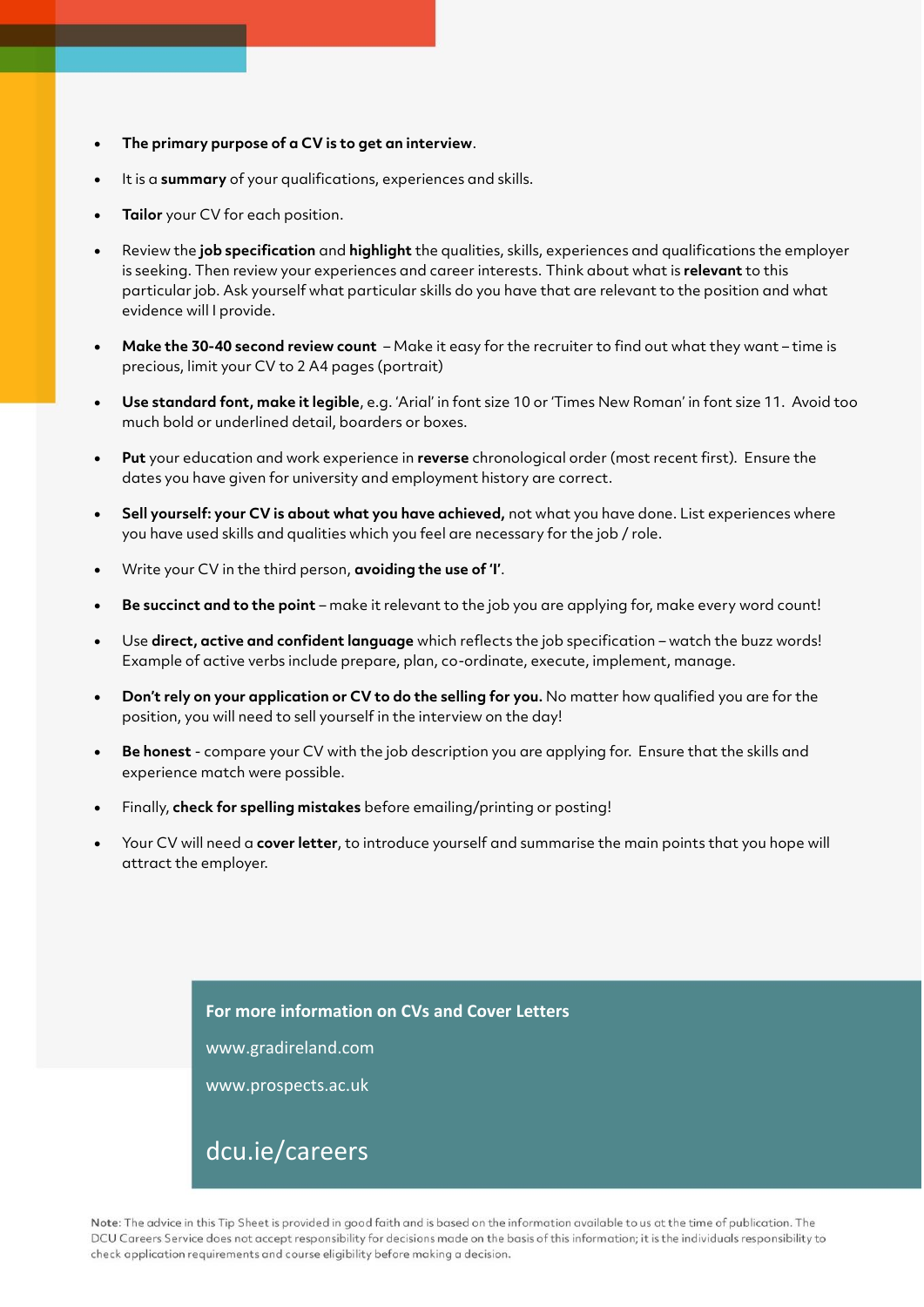- **The primary purpose of a CV is to get an interview**.
- It is a **summary** of your qualifications, experiences and skills.
- **Tailor** your CV for each position.
- Review the **job specification** and **highlight** the qualities, skills, experiences and qualifications the employer is seeking. Then review your experiences and career interests. Think about what is **relevant** to this particular job. Ask yourself what particular skills do you have that are relevant to the position and what evidence will I provide.
- **Make the 30-40 second review count** – Make it easy for the recruiter to find out what they want – time is precious, limit your CV to 2 A4 pages (portrait)
- **Use standard font, make it legible**, e.g. 'Arial' in font size 10 or 'Times New Roman' in font size 11. Avoid too much bold or underlined detail, boarders or boxes.
- **Put** your education and work experience in **reverse** chronological order (most recent first). Ensure the dates you have given for university and employment history are correct.
- **Sell yourself: your CV is about what you have achieved,** not what you have done. List experiences where you have used skills and qualities which you feel are necessary for the job / role.
- Write your CV in the third person, **avoiding the use of 'I'**.
- **Be succinct and to the point** – make it relevant to the job you are applying for, make every word count!
- Use **direct, active and confident language** which reflects the job specification – watch the buzz words! Example of active verbs include prepare, plan, co-ordinate, execute, implement, manage.
- **Don't rely on your application or CV to do the selling for you.** No matter how qualified you are for the position, you will need to sell yourself in the interview on the day!
- **Be honest** - compare your CV with the job description you are applying for. Ensure that the skills and experience match were possible.
- Finally, **check for spelling mistakes** before emailing/printing or posting!
- Your CV will need a **cover letter**, to introduce yourself and summarise the main points that you hope will attract the employer.

**For more information on CVs and Cover Letters**

www.gradireland.com

www.prospects.ac.uk

dcu.ie/careers

Note: The advice in this Tip Sheet is provided in good faith and is based on the information available to us at the time of publication. The DCU Careers Service does not accept responsibility for decisions made on the basis of this information; it is the individuals responsibility to check application requirements and course eligibility before making a decision.